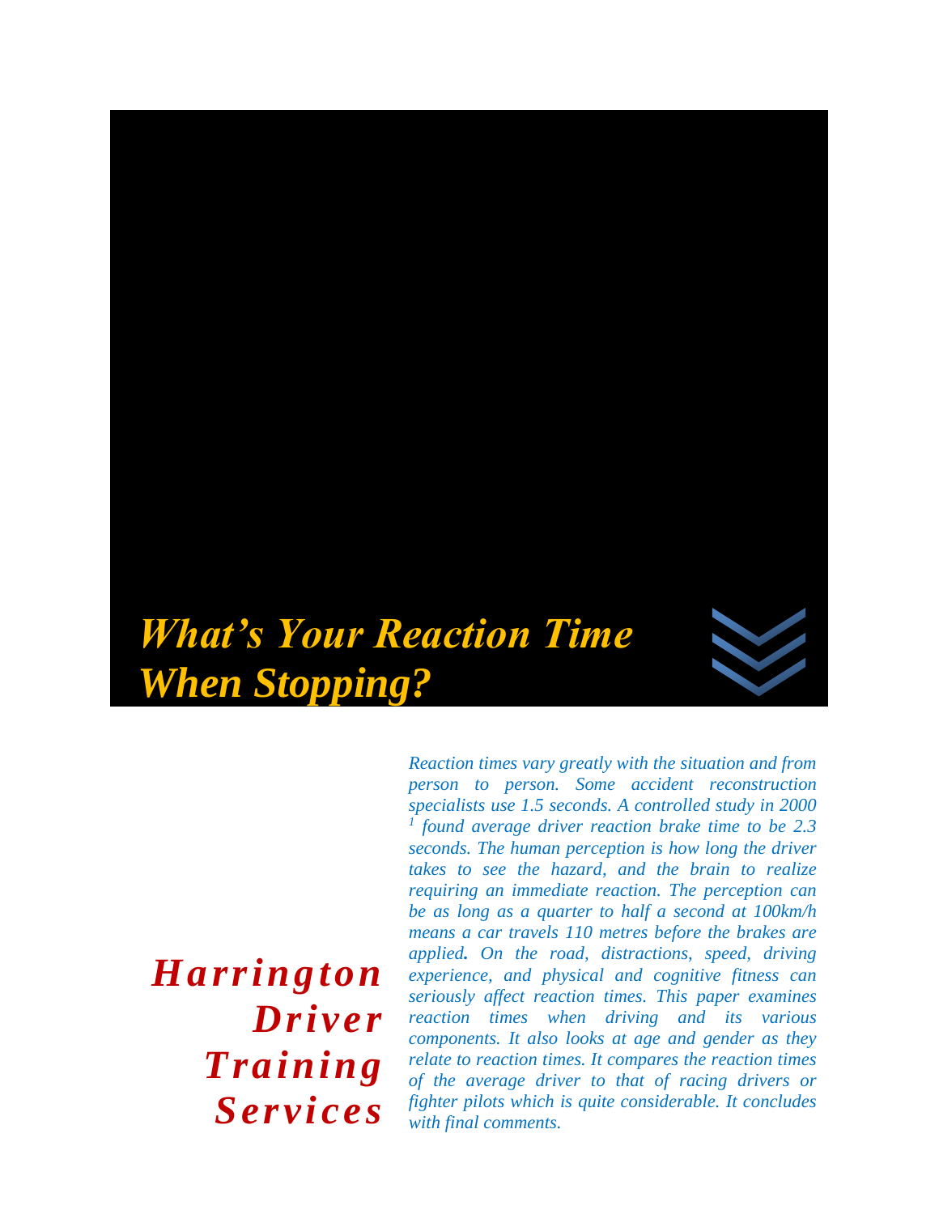# *What's Your Reaction Time When Stopping?*

***Harrington Driver Training Services***

*Reaction times vary greatly with the situation and from person to person. Some accident reconstruction specialists use 1.5 seconds. A controlled study in 2000 [1] found average driver reaction brake time to be 2.3 seconds. The human perception is how long the driver takes to see the hazard, and the brain to realize requiring an immediate reaction. The perception can be as long as a quarter to half a second at 100km/h means a car travels 110 metres before the brakes are applied. On the road, distractions, speed, driving experience, and physical and cognitive fitness can seriously affect reaction times. This paper examines reaction times when driving and its various components. It also looks at age and gender as they relate to reaction times. It compares the reaction times of the average driver to that of racing drivers or fighter pilots which is quite considerable. It concludes with final comments.*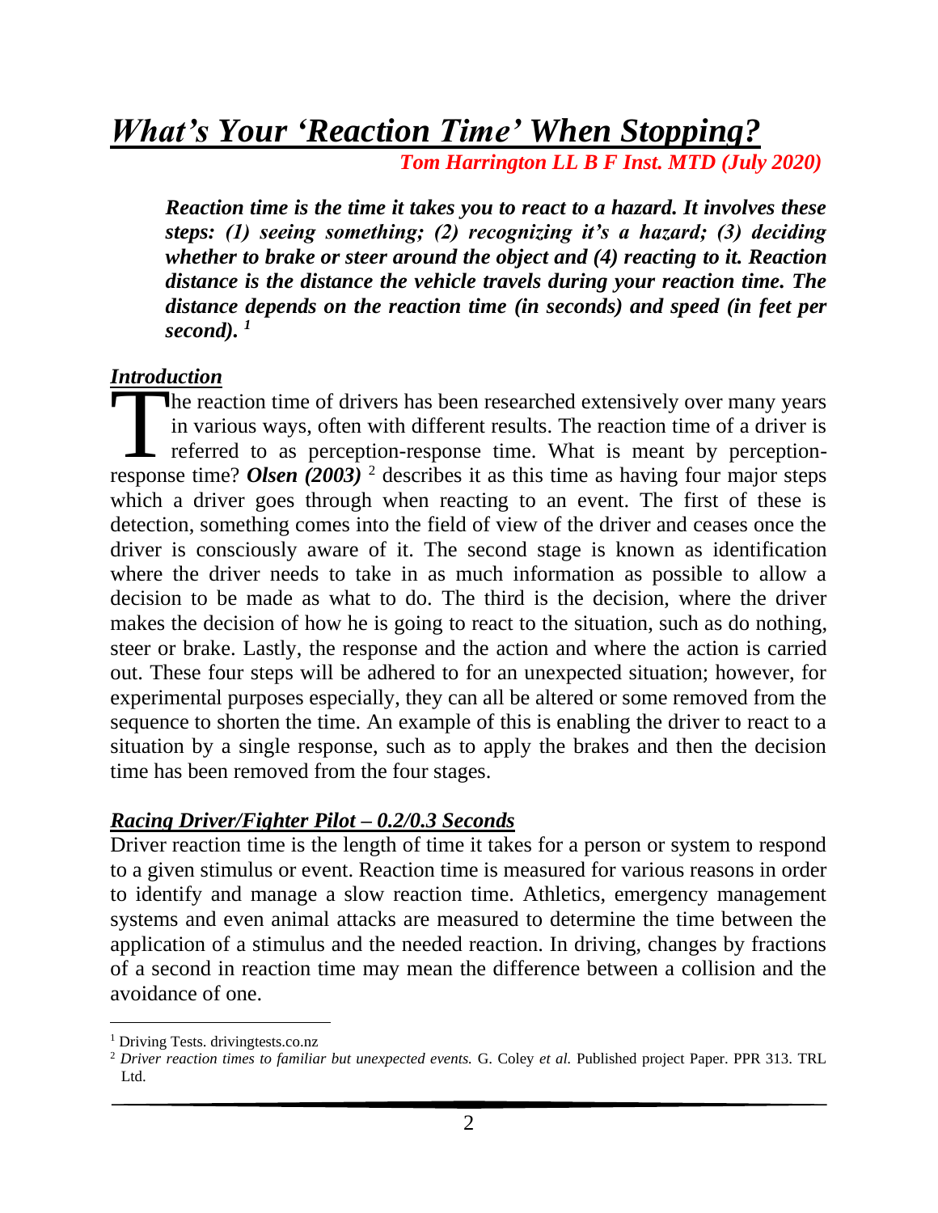# *What's Your 'Reaction Time' When Stopping?*

***Tom Harrington LL B F Inst. MTD (July 2020)***

***Reaction time is the time it takes you to react to a hazard. It involves these steps: (1) seeing something; (2) recognizing it's a hazard; (3) deciding whether to brake or steer around the object and (4) reacting to it. Reaction distance is the distance the vehicle travels during your reaction time. The distance depends on the reaction time (in seconds) and speed (in feet per second).*** [1]

## *Introduction*

The reaction time of drivers has been researched extensively over many years in various ways, often with different results. The reaction time of a driver is referred to as perception-response time. What is meant by perception-response time? ***Olsen (2003)*** [2] describes it as this time as having four major steps which a driver goes through when reacting to an event. The first of these is detection, something comes into the field of view of the driver and ceases once the driver is consciously aware of it. The second stage is known as identification where the driver needs to take in as much information as possible to allow a decision to be made as what to do. The third is the decision, where the driver makes the decision of how he is going to react to the situation, such as do nothing, steer or brake. Lastly, the response and the action and where the action is carried out. These four steps will be adhered to for an unexpected situation; however, for experimental purposes especially, they can all be altered or some removed from the sequence to shorten the time. An example of this is enabling the driver to react to a situation by a single response, such as to apply the brakes and then the decision time has been removed from the four stages.

## *Racing Driver/Fighter Pilot – 0.2/0.3 Seconds*

Driver reaction time is the length of time it takes for a person or system to respond to a given stimulus or event. Reaction time is measured for various reasons in order to identify and manage a slow reaction time. Athletics, emergency management systems and even animal attacks are measured to determine the time between the application of a stimulus and the needed reaction. In driving, changes by fractions of a second in reaction time may mean the difference between a collision and the avoidance of one.

---

[1] Driving Tests. drivingtests.co.nz

[2] *Driver reaction times to familiar but unexpected events.* G. Coley *et al.* Published project Paper. PPR 313. TRL Ltd.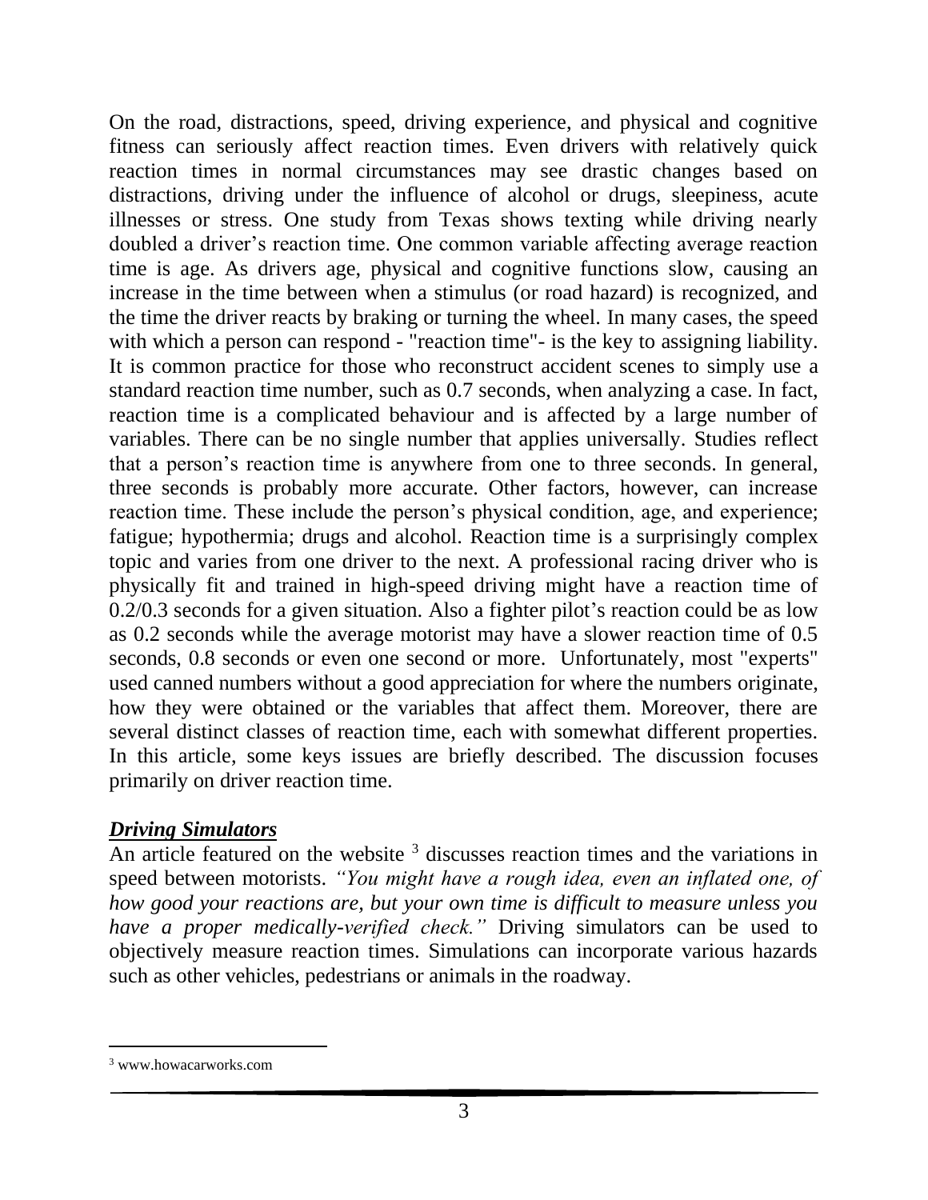On the road, distractions, speed, driving experience, and physical and cognitive fitness can seriously affect reaction times. Even drivers with relatively quick reaction times in normal circumstances may see drastic changes based on distractions, driving under the influence of alcohol or drugs, sleepiness, acute illnesses or stress. One study from Texas shows texting while driving nearly doubled a driver's reaction time. One common variable affecting average reaction time is age. As drivers age, physical and cognitive functions slow, causing an increase in the time between when a stimulus (or road hazard) is recognized, and the time the driver reacts by braking or turning the wheel. In many cases, the speed with which a person can respond - "reaction time"- is the key to assigning liability. It is common practice for those who reconstruct accident scenes to simply use a standard reaction time number, such as 0.7 seconds, when analyzing a case. In fact, reaction time is a complicated behaviour and is affected by a large number of variables. There can be no single number that applies universally. Studies reflect that a person's reaction time is anywhere from one to three seconds. In general, three seconds is probably more accurate. Other factors, however, can increase reaction time. These include the person's physical condition, age, and experience; fatigue; hypothermia; drugs and alcohol. Reaction time is a surprisingly complex topic and varies from one driver to the next. A professional racing driver who is physically fit and trained in high-speed driving might have a reaction time of 0.2/0.3 seconds for a given situation. Also a fighter pilot's reaction could be as low as 0.2 seconds while the average motorist may have a slower reaction time of 0.5 seconds, 0.8 seconds or even one second or more. Unfortunately, most "experts" used canned numbers without a good appreciation for where the numbers originate, how they were obtained or the variables that affect them. Moreover, there are several distinct classes of reaction time, each with somewhat different properties. In this article, some keys issues are briefly described. The discussion focuses primarily on driver reaction time.

## ***Driving Simulators***

An article featured on the website [3] discusses reaction times and the variations in speed between motorists. *"You might have a rough idea, even an inflated one, of how good your reactions are, but your own time is difficult to measure unless you have a proper medically-verified check."* Driving simulators can be used to objectively measure reaction times. Simulations can incorporate various hazards such as other vehicles, pedestrians or animals in the roadway.

---

[3] www.howacarworks.com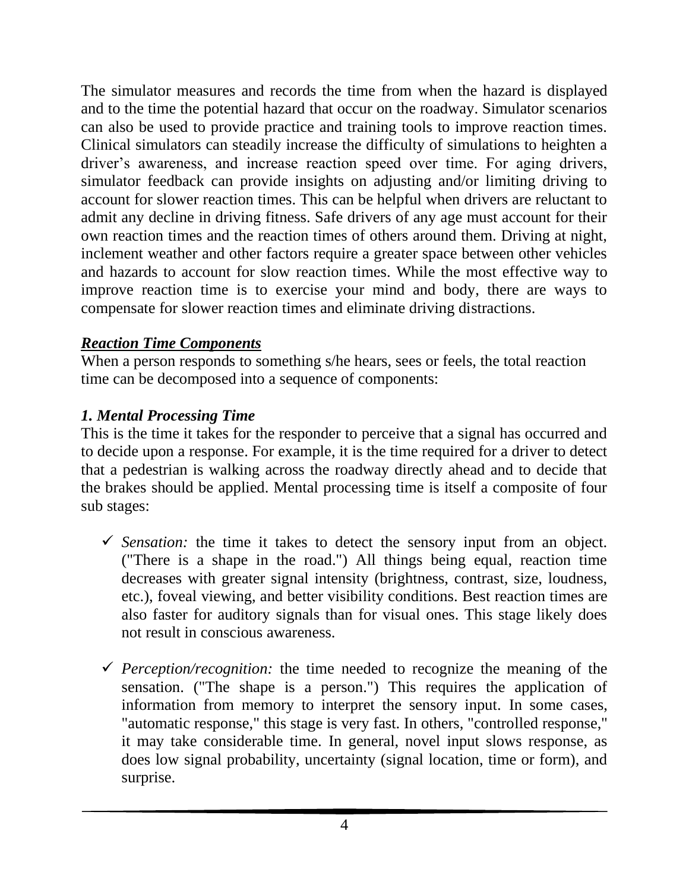The simulator measures and records the time from when the hazard is displayed and to the time the potential hazard that occur on the roadway. Simulator scenarios can also be used to provide practice and training tools to improve reaction times. Clinical simulators can steadily increase the difficulty of simulations to heighten a driver's awareness, and increase reaction speed over time. For aging drivers, simulator feedback can provide insights on adjusting and/or limiting driving to account for slower reaction times. This can be helpful when drivers are reluctant to admit any decline in driving fitness. Safe drivers of any age must account for their own reaction times and the reaction times of others around them. Driving at night, inclement weather and other factors require a greater space between other vehicles and hazards to account for slow reaction times. While the most effective way to improve reaction time is to exercise your mind and body, there are ways to compensate for slower reaction times and eliminate driving distractions.

### ***Reaction Time Components***

When a person responds to something s/he hears, sees or feels, the total reaction time can be decomposed into a sequence of components:

#### *1. Mental Processing Time*

This is the time it takes for the responder to perceive that a signal has occurred and to decide upon a response. For example, it is the time required for a driver to detect that a pedestrian is walking across the roadway directly ahead and to decide that the brakes should be applied. Mental processing time is itself a composite of four sub stages:

- ✓ *Sensation:* the time it takes to detect the sensory input from an object. ("There is a shape in the road.") All things being equal, reaction time decreases with greater signal intensity (brightness, contrast, size, loudness, etc.), foveal viewing, and better visibility conditions. Best reaction times are also faster for auditory signals than for visual ones. This stage likely does not result in conscious awareness.

- ✓ *Perception/recognition:* the time needed to recognize the meaning of the sensation. ("The shape is a person.") This requires the application of information from memory to interpret the sensory input. In some cases, "automatic response," this stage is very fast. In others, "controlled response," it may take considerable time. In general, novel input slows response, as does low signal probability, uncertainty (signal location, time or form), and surprise.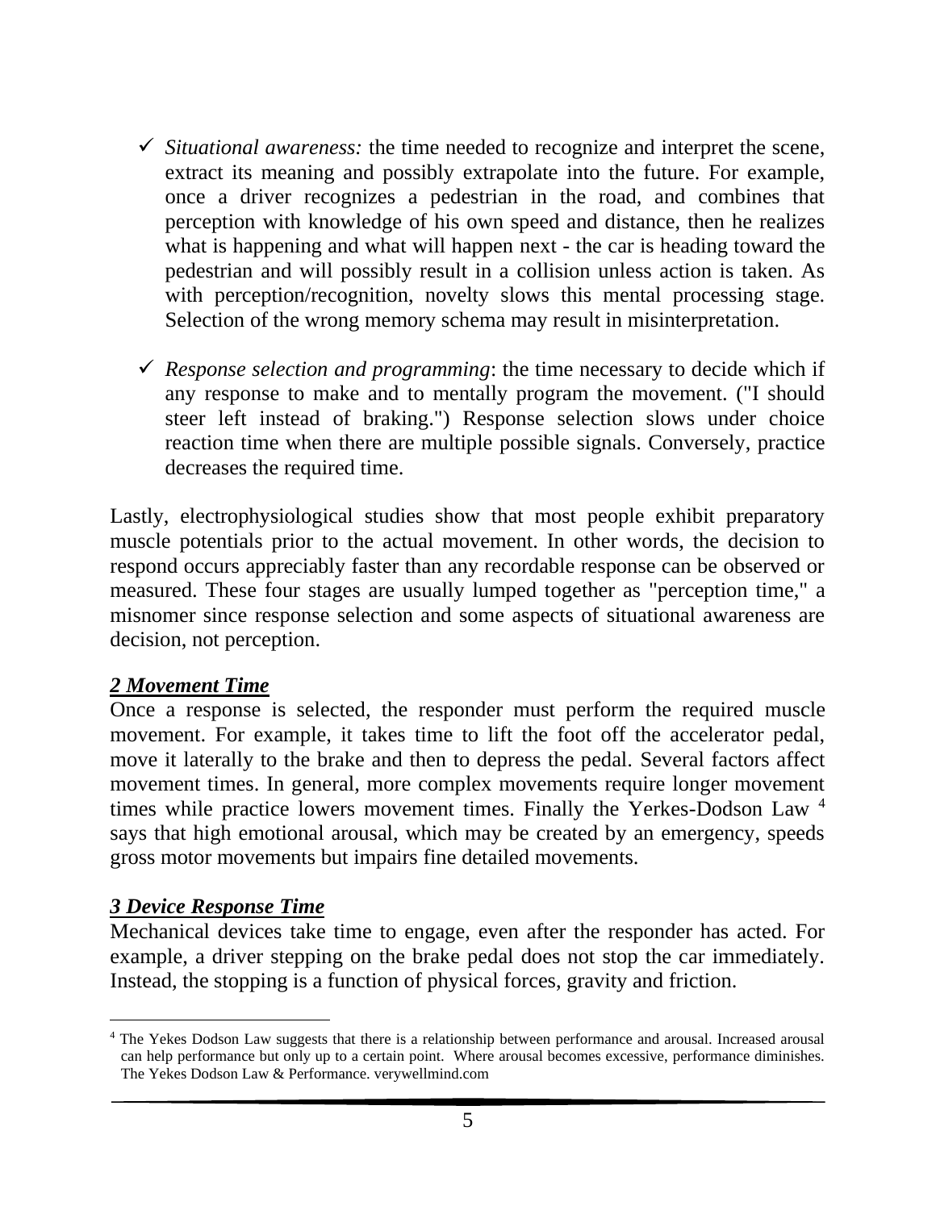- ✓ *Situational awareness:* the time needed to recognize and interpret the scene, extract its meaning and possibly extrapolate into the future. For example, once a driver recognizes a pedestrian in the road, and combines that perception with knowledge of his own speed and distance, then he realizes what is happening and what will happen next - the car is heading toward the pedestrian and will possibly result in a collision unless action is taken. As with perception/recognition, novelty slows this mental processing stage. Selection of the wrong memory schema may result in misinterpretation.

- ✓ *Response selection and programming*: the time necessary to decide which if any response to make and to mentally program the movement. ("I should steer left instead of braking.") Response selection slows under choice reaction time when there are multiple possible signals. Conversely, practice decreases the required time.

Lastly, electrophysiological studies show that most people exhibit preparatory muscle potentials prior to the actual movement. In other words, the decision to respond occurs appreciably faster than any recordable response can be observed or measured. These four stages are usually lumped together as "perception time," a misnomer since response selection and some aspects of situational awareness are decision, not perception.

***2 Movement Time***

Once a response is selected, the responder must perform the required muscle movement. For example, it takes time to lift the foot off the accelerator pedal, move it laterally to the brake and then to depress the pedal. Several factors affect movement times. In general, more complex movements require longer movement times while practice lowers movement times. Finally the Yerkes-Dodson Law [4] says that high emotional arousal, which may be created by an emergency, speeds gross motor movements but impairs fine detailed movements.

***3 Device Response Time***

Mechanical devices take time to engage, even after the responder has acted. For example, a driver stepping on the brake pedal does not stop the car immediately. Instead, the stopping is a function of physical forces, gravity and friction.

---

[4] The Yekes Dodson Law suggests that there is a relationship between performance and arousal. Increased arousal can help performance but only up to a certain point. Where arousal becomes excessive, performance diminishes. The Yekes Dodson Law & Performance. verywellmind.com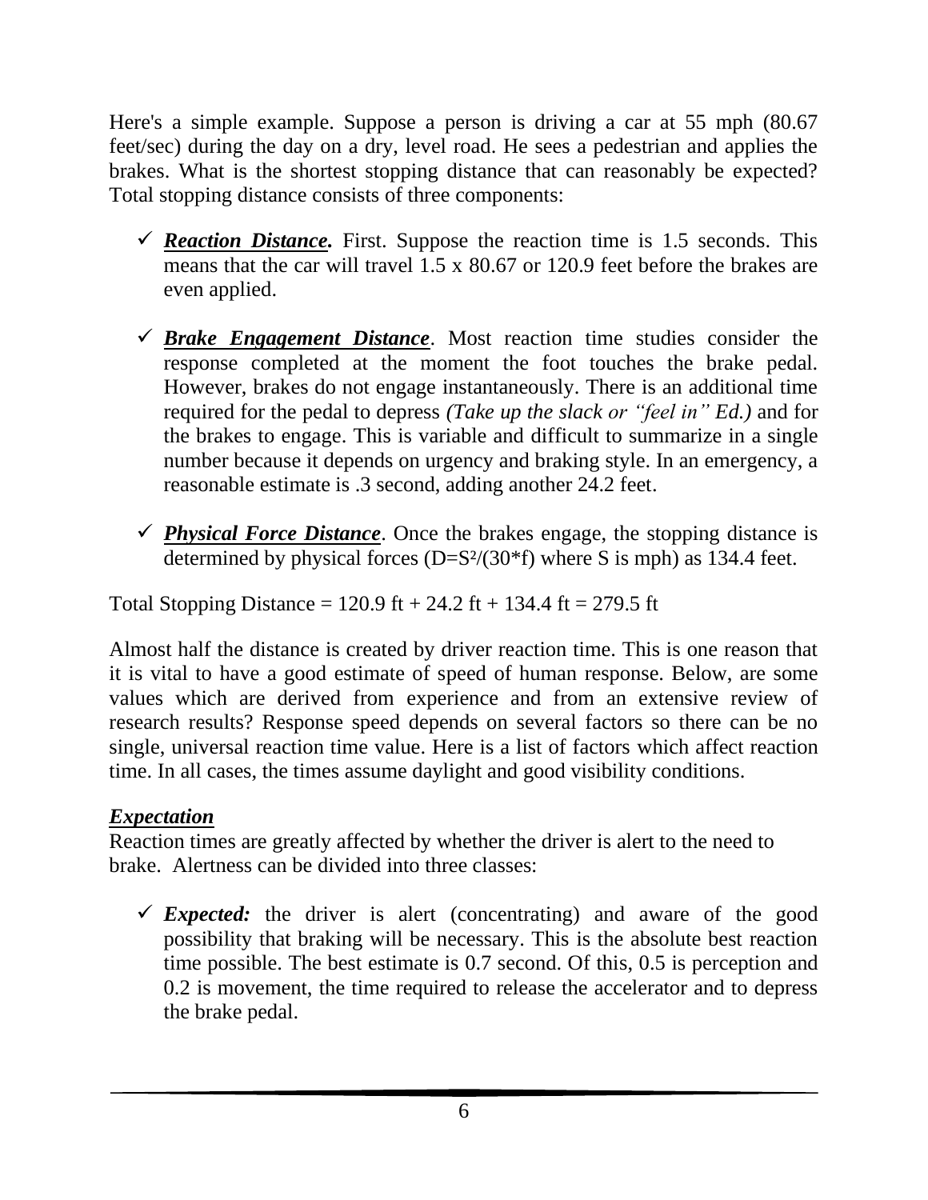Here's a simple example. Suppose a person is driving a car at 55 mph (80.67 feet/sec) during the day on a dry, level road. He sees a pedestrian and applies the brakes. What is the shortest stopping distance that can reasonably be expected? Total stopping distance consists of three components:

- ✓ ***Reaction Distance.*** First. Suppose the reaction time is 1.5 seconds. This means that the car will travel 1.5 x 80.67 or 120.9 feet before the brakes are even applied.

- ✓ ***Brake Engagement Distance***. Most reaction time studies consider the response completed at the moment the foot touches the brake pedal. However, brakes do not engage instantaneously. There is an additional time required for the pedal to depress *(Take up the slack or "feel in" Ed.)* and for the brakes to engage. This is variable and difficult to summarize in a single number because it depends on urgency and braking style. In an emergency, a reasonable estimate is .3 second, adding another 24.2 feet.

- ✓ ***Physical Force Distance***. Once the brakes engage, the stopping distance is determined by physical forces ($D=S^2/(30*f)$ where S is mph) as 134.4 feet.

Total Stopping Distance = 120.9 ft + 24.2 ft + 134.4 ft = 279.5 ft

Almost half the distance is created by driver reaction time. This is one reason that it is vital to have a good estimate of speed of human response. Below, are some values which are derived from experience and from an extensive review of research results? Response speed depends on several factors so there can be no single, universal reaction time value. Here is a list of factors which affect reaction time. In all cases, the times assume daylight and good visibility conditions.

***Expectation***

Reaction times are greatly affected by whether the driver is alert to the need to brake. Alertness can be divided into three classes:

- ✓ ***Expected:*** the driver is alert (concentrating) and aware of the good possibility that braking will be necessary. This is the absolute best reaction time possible. The best estimate is 0.7 second. Of this, 0.5 is perception and 0.2 is movement, the time required to release the accelerator and to depress the brake pedal.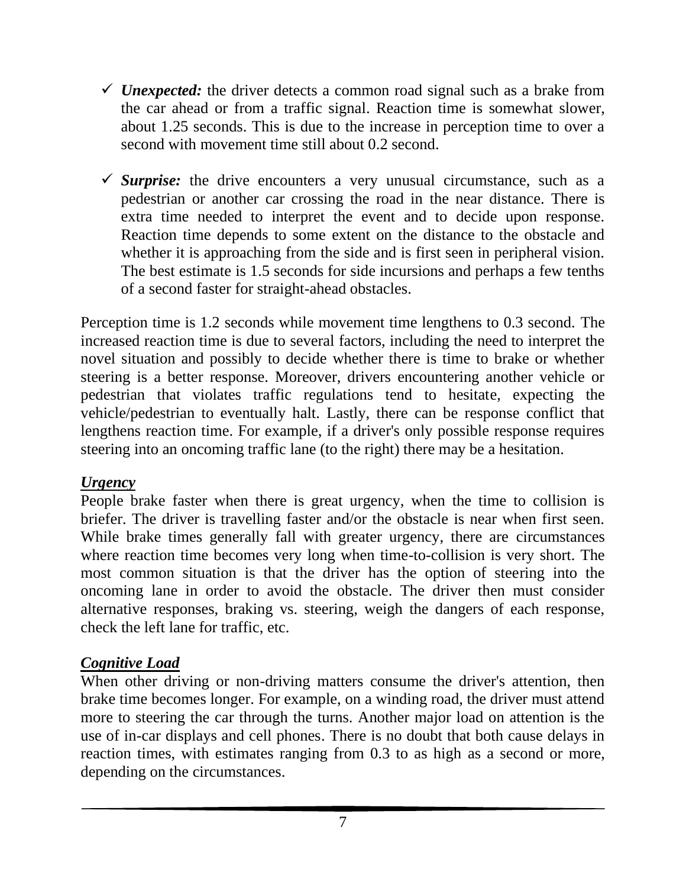- ✓ ***Unexpected:*** the driver detects a common road signal such as a brake from the car ahead or from a traffic signal. Reaction time is somewhat slower, about 1.25 seconds. This is due to the increase in perception time to over a second with movement time still about 0.2 second.

- ✓ ***Surprise:*** the drive encounters a very unusual circumstance, such as a pedestrian or another car crossing the road in the near distance. There is extra time needed to interpret the event and to decide upon response. Reaction time depends to some extent on the distance to the obstacle and whether it is approaching from the side and is first seen in peripheral vision. The best estimate is 1.5 seconds for side incursions and perhaps a few tenths of a second faster for straight-ahead obstacles.

Perception time is 1.2 seconds while movement time lengthens to 0.3 second. The increased reaction time is due to several factors, including the need to interpret the novel situation and possibly to decide whether there is time to brake or whether steering is a better response. Moreover, drivers encountering another vehicle or pedestrian that violates traffic regulations tend to hesitate, expecting the vehicle/pedestrian to eventually halt. Lastly, there can be response conflict that lengthens reaction time. For example, if a driver's only possible response requires steering into an oncoming traffic lane (to the right) there may be a hesitation.

***Urgency***

People brake faster when there is great urgency, when the time to collision is briefer. The driver is travelling faster and/or the obstacle is near when first seen. While brake times generally fall with greater urgency, there are circumstances where reaction time becomes very long when time-to-collision is very short. The most common situation is that the driver has the option of steering into the oncoming lane in order to avoid the obstacle. The driver then must consider alternative responses, braking vs. steering, weigh the dangers of each response, check the left lane for traffic, etc.

***Cognitive Load***

When other driving or non-driving matters consume the driver's attention, then brake time becomes longer. For example, on a winding road, the driver must attend more to steering the car through the turns. Another major load on attention is the use of in-car displays and cell phones. There is no doubt that both cause delays in reaction times, with estimates ranging from 0.3 to as high as a second or more, depending on the circumstances.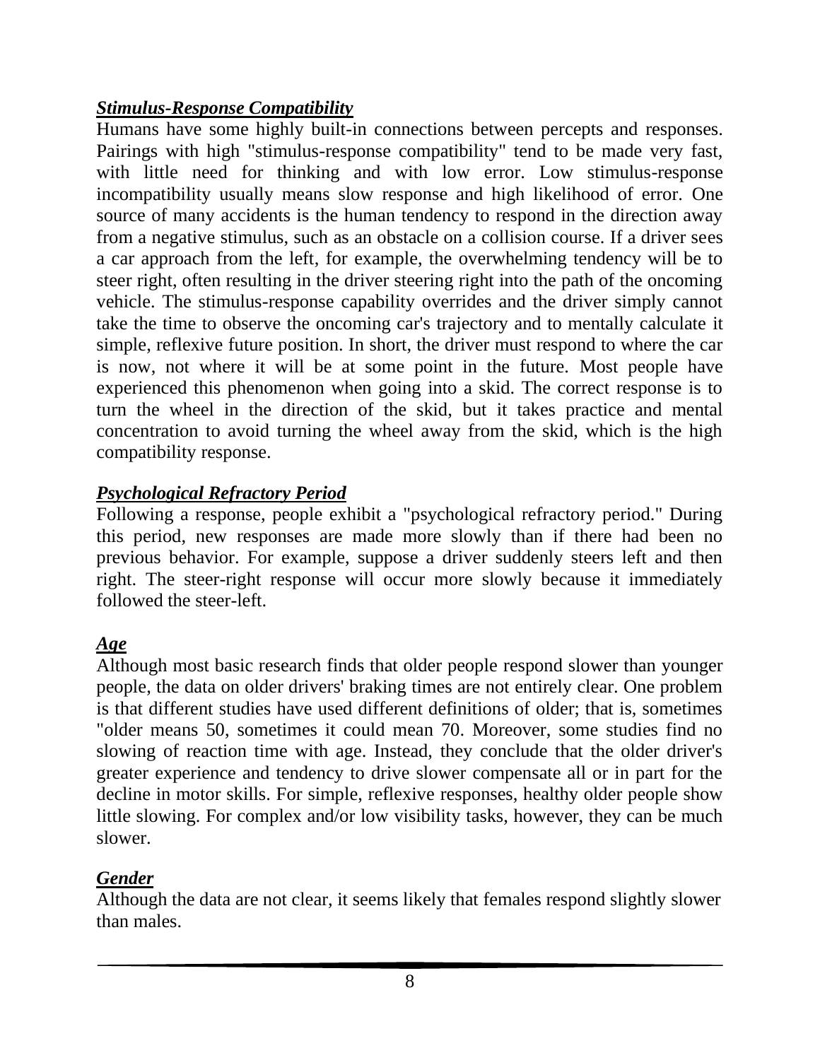***Stimulus-Response Compatibility***

Humans have some highly built-in connections between percepts and responses. Pairings with high "stimulus-response compatibility" tend to be made very fast, with little need for thinking and with low error. Low stimulus-response incompatibility usually means slow response and high likelihood of error. One source of many accidents is the human tendency to respond in the direction away from a negative stimulus, such as an obstacle on a collision course. If a driver sees a car approach from the left, for example, the overwhelming tendency will be to steer right, often resulting in the driver steering right into the path of the oncoming vehicle. The stimulus-response capability overrides and the driver simply cannot take the time to observe the oncoming car's trajectory and to mentally calculate it simple, reflexive future position. In short, the driver must respond to where the car is now, not where it will be at some point in the future. Most people have experienced this phenomenon when going into a skid. The correct response is to turn the wheel in the direction of the skid, but it takes practice and mental concentration to avoid turning the wheel away from the skid, which is the high compatibility response.

***Psychological Refractory Period***

Following a response, people exhibit a "psychological refractory period." During this period, new responses are made more slowly than if there had been no previous behavior. For example, suppose a driver suddenly steers left and then right. The steer-right response will occur more slowly because it immediately followed the steer-left.

***Age***

Although most basic research finds that older people respond slower than younger people, the data on older drivers' braking times are not entirely clear. One problem is that different studies have used different definitions of older; that is, sometimes "older means 50, sometimes it could mean 70. Moreover, some studies find no slowing of reaction time with age. Instead, they conclude that the older driver's greater experience and tendency to drive slower compensate all or in part for the decline in motor skills. For simple, reflexive responses, healthy older people show little slowing. For complex and/or low visibility tasks, however, they can be much slower.

***Gender***

Although the data are not clear, it seems likely that females respond slightly slower than males.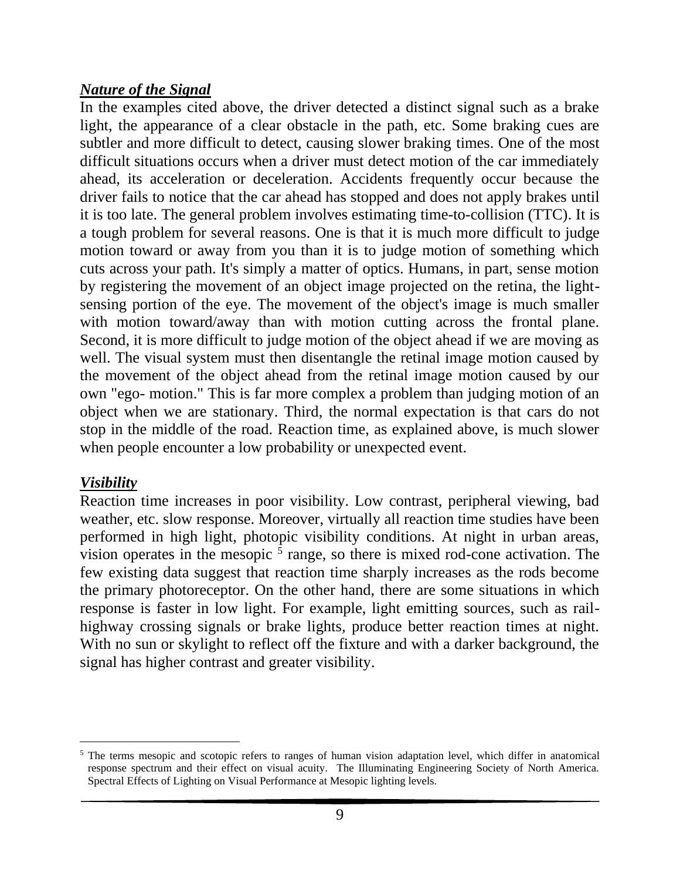***Nature of the Signal***

In the examples cited above, the driver detected a distinct signal such as a brake light, the appearance of a clear obstacle in the path, etc. Some braking cues are subtler and more difficult to detect, causing slower braking times. One of the most difficult situations occurs when a driver must detect motion of the car immediately ahead, its acceleration or deceleration. Accidents frequently occur because the driver fails to notice that the car ahead has stopped and does not apply brakes until it is too late. The general problem involves estimating time-to-collision (TTC). It is a tough problem for several reasons. One is that it is much more difficult to judge motion toward or away from you than it is to judge motion of something which cuts across your path. It's simply a matter of optics. Humans, in part, sense motion by registering the movement of an object image projected on the retina, the light-sensing portion of the eye. The movement of the object's image is much smaller with motion toward/away than with motion cutting across the frontal plane. Second, it is more difficult to judge motion of the object ahead if we are moving as well. The visual system must then disentangle the retinal image motion caused by the movement of the object ahead from the retinal image motion caused by our own "ego- motion." This is far more complex a problem than judging motion of an object when we are stationary. Third, the normal expectation is that cars do not stop in the middle of the road. Reaction time, as explained above, is much slower when people encounter a low probability or unexpected event.

***Visibility***

Reaction time increases in poor visibility. Low contrast, peripheral viewing, bad weather, etc. slow response. Moreover, virtually all reaction time studies have been performed in high light, photopic visibility conditions. At night in urban areas, vision operates in the mesopic [5] range, so there is mixed rod-cone activation. The few existing data suggest that reaction time sharply increases as the rods become the primary photoreceptor. On the other hand, there are some situations in which response is faster in low light. For example, light emitting sources, such as rail-highway crossing signals or brake lights, produce better reaction times at night. With no sun or skylight to reflect off the fixture and with a darker background, the signal has higher contrast and greater visibility.

---

[5] The terms mesopic and scotopic refers to ranges of human vision adaptation level, which differ in anatomical response spectrum and their effect on visual acuity. The Illuminating Engineering Society of North America. Spectral Effects of Lighting on Visual Performance at Mesopic lighting levels.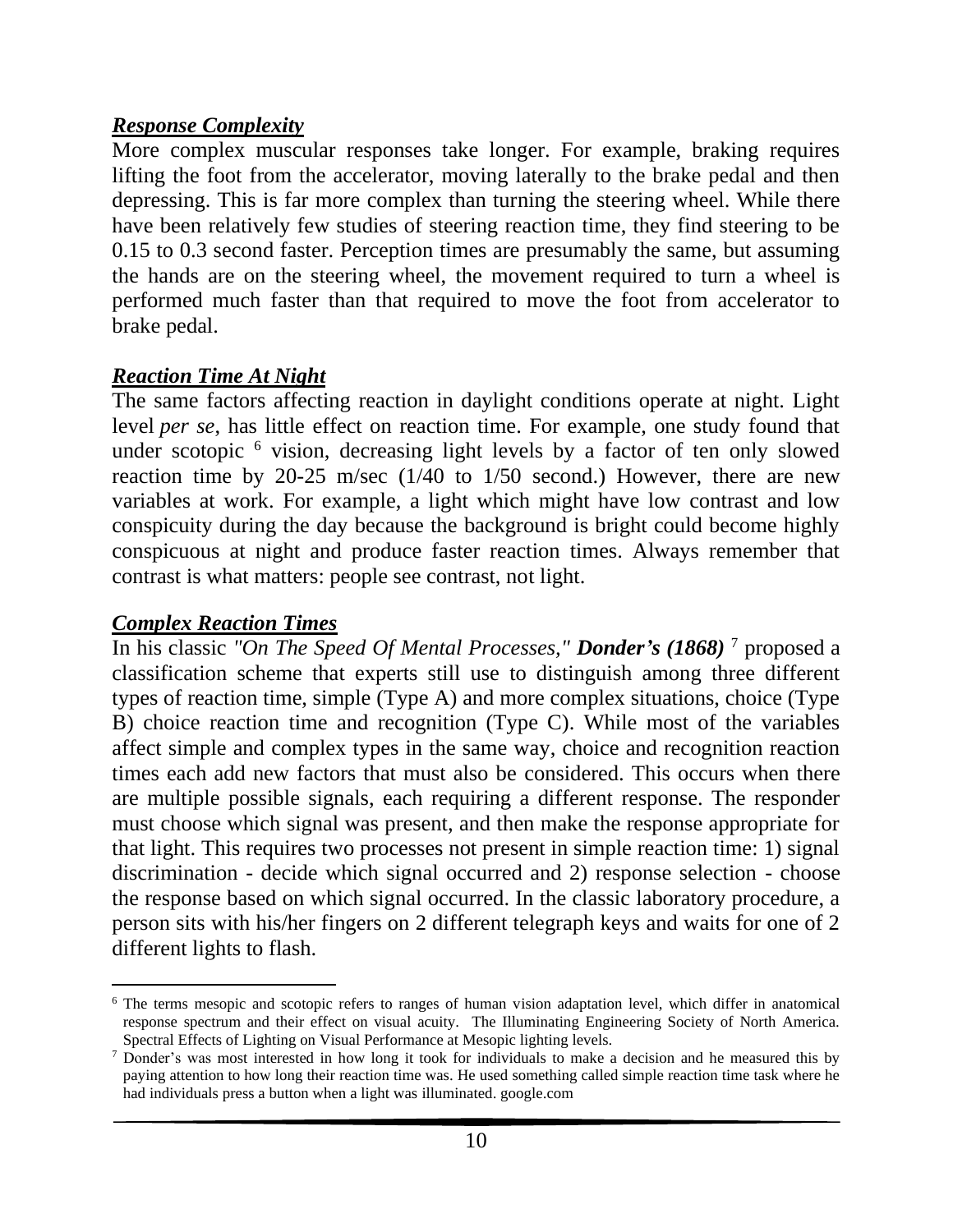***Response Complexity***

More complex muscular responses take longer. For example, braking requires lifting the foot from the accelerator, moving laterally to the brake pedal and then depressing. This is far more complex than turning the steering wheel. While there have been relatively few studies of steering reaction time, they find steering to be 0.15 to 0.3 second faster. Perception times are presumably the same, but assuming the hands are on the steering wheel, the movement required to turn a wheel is performed much faster than that required to move the foot from accelerator to brake pedal.

***Reaction Time At Night***

The same factors affecting reaction in daylight conditions operate at night. Light level *per se*, has little effect on reaction time. For example, one study found that under scotopic [6] vision, decreasing light levels by a factor of ten only slowed reaction time by 20-25 m/sec (1/40 to 1/50 second.) However, there are new variables at work. For example, a light which might have low contrast and low conspicuity during the day because the background is bright could become highly conspicuous at night and produce faster reaction times. Always remember that contrast is what matters: people see contrast, not light.

***Complex Reaction Times***

In his classic *"On The Speed Of Mental Processes,"* ***Donder's (1868)*** [7] proposed a classification scheme that experts still use to distinguish among three different types of reaction time, simple (Type A) and more complex situations, choice (Type B) choice reaction time and recognition (Type C). While most of the variables affect simple and complex types in the same way, choice and recognition reaction times each add new factors that must also be considered. This occurs when there are multiple possible signals, each requiring a different response. The responder must choose which signal was present, and then make the response appropriate for that light. This requires two processes not present in simple reaction time: 1) signal discrimination - decide which signal occurred and 2) response selection - choose the response based on which signal occurred. In the classic laboratory procedure, a person sits with his/her fingers on 2 different telegraph keys and waits for one of 2 different lights to flash.

---

[6] The terms mesopic and scotopic refers to ranges of human vision adaptation level, which differ in anatomical response spectrum and their effect on visual acuity. The Illuminating Engineering Society of North America. Spectral Effects of Lighting on Visual Performance at Mesopic lighting levels.

[7] Donder's was most interested in how long it took for individuals to make a decision and he measured this by paying attention to how long their reaction time was. He used something called simple reaction time task where he had individuals press a button when a light was illuminated. google.com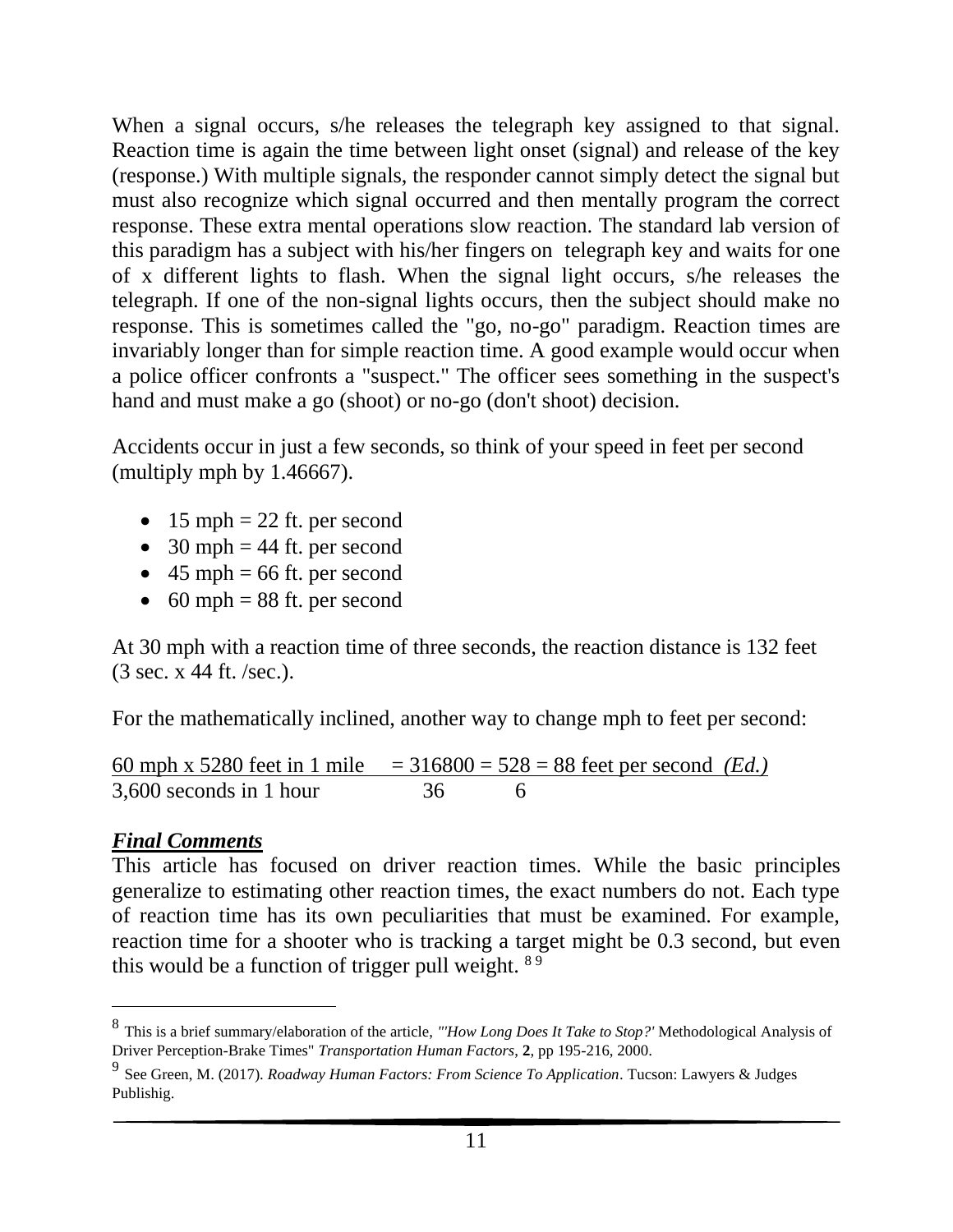When a signal occurs, s/he releases the telegraph key assigned to that signal. Reaction time is again the time between light onset (signal) and release of the key (response.) With multiple signals, the responder cannot simply detect the signal but must also recognize which signal occurred and then mentally program the correct response. These extra mental operations slow reaction. The standard lab version of this paradigm has a subject with his/her fingers on telegraph key and waits for one of x different lights to flash. When the signal light occurs, s/he releases the telegraph. If one of the non-signal lights occurs, then the subject should make no response. This is sometimes called the "go, no-go" paradigm. Reaction times are invariably longer than for simple reaction time. A good example would occur when a police officer confronts a "suspect." The officer sees something in the suspect's hand and must make a go (shoot) or no-go (don't shoot) decision.

Accidents occur in just a few seconds, so think of your speed in feet per second (multiply mph by 1.46667).

- 15 mph = 22 ft. per second
- 30 mph = 44 ft. per second
- 45 mph = 66 ft. per second
- 60 mph = 88 ft. per second

At 30 mph with a reaction time of three seconds, the reaction distance is 132 feet (3 sec. x 44 ft. /sec.).

For the mathematically inclined, another way to change mph to feet per second:

$$\frac{60 \text{ mph} \times 5280 \text{ feet in 1 mile}}{3{,}600 \text{ seconds in 1 hour}} = \frac{316800}{36} = \frac{528}{6} = 88 \text{ feet per second}$$ *(Ed.)*

## ***Final Comments***

This article has focused on driver reaction times. While the basic principles generalize to estimating other reaction times, the exact numbers do not. Each type of reaction time has its own peculiarities that must be examined. For example, reaction time for a shooter who is tracking a target might be 0.3 second, but even this would be a function of trigger pull weight. [8] [9]

---

[8] This is a brief summary/elaboration of the article, *"'How Long Does It Take to Stop?'* Methodological Analysis of Driver Perception-Brake Times" *Transportation Human Factors*, **2**, pp 195-216, 2000.

[9] See Green, M. (2017). *Roadway Human Factors: From Science To Application*. Tucson: Lawyers & Judges Publishig.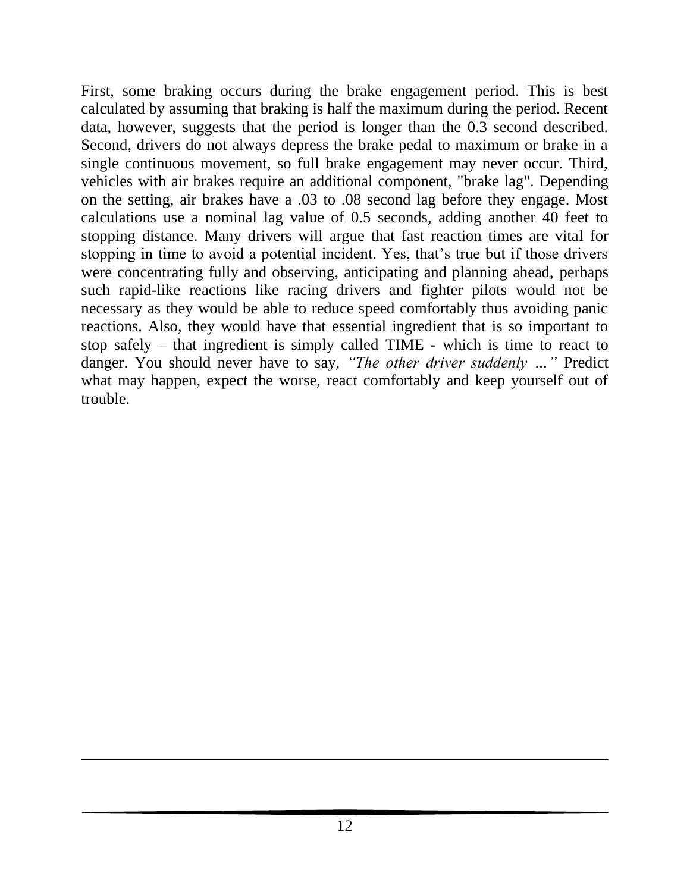First, some braking occurs during the brake engagement period. This is best calculated by assuming that braking is half the maximum during the period. Recent data, however, suggests that the period is longer than the 0.3 second described. Second, drivers do not always depress the brake pedal to maximum or brake in a single continuous movement, so full brake engagement may never occur. Third, vehicles with air brakes require an additional component, "brake lag". Depending on the setting, air brakes have a .03 to .08 second lag before they engage. Most calculations use a nominal lag value of 0.5 seconds, adding another 40 feet to stopping distance. Many drivers will argue that fast reaction times are vital for stopping in time to avoid a potential incident. Yes, that's true but if those drivers were concentrating fully and observing, anticipating and planning ahead, perhaps such rapid-like reactions like racing drivers and fighter pilots would not be necessary as they would be able to reduce speed comfortably thus avoiding panic reactions. Also, they would have that essential ingredient that is so important to stop safely – that ingredient is simply called TIME - which is time to react to danger. You should never have to say, *"The other driver suddenly …"* Predict what may happen, expect the worse, react comfortably and keep yourself out of trouble.